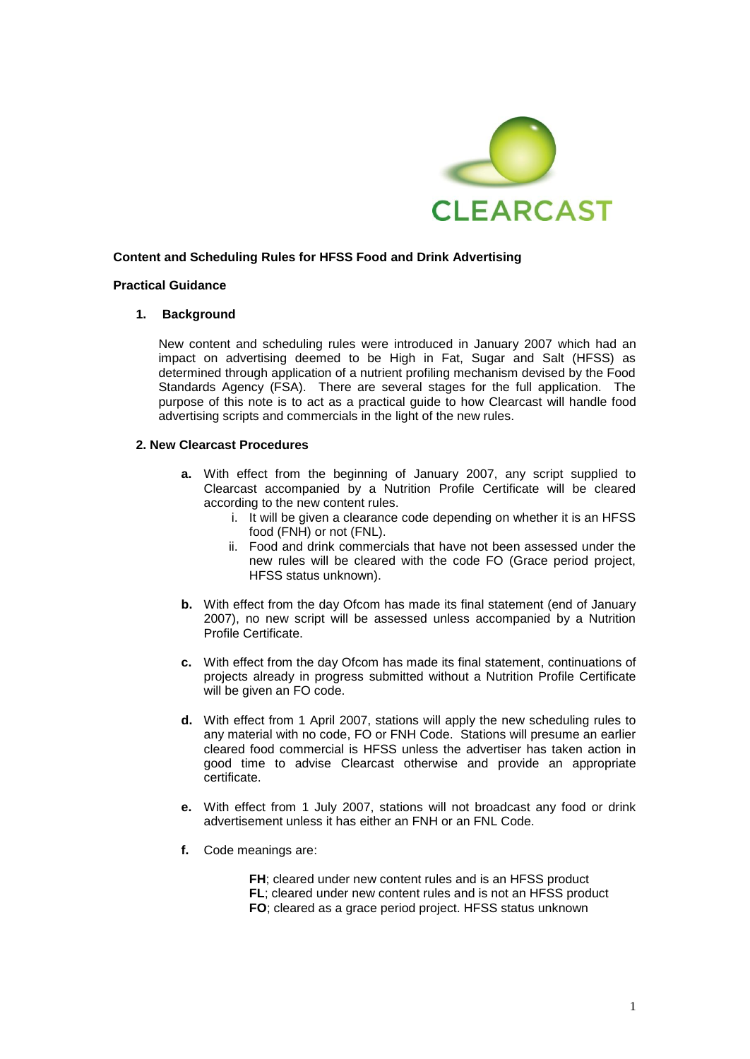CLEARCAST

**Content and Scheduling Rules for HFSS Food and Drink Advertising**

**Practical Guidance**

## 1. Background

New content and scheduling rules were introduced in January 2007 which had an impact on advertising deemed to be High in Fat, Sugar and Salt (HFSS) as determined through application of a nutrient profiling mechanism devised by the Food Standards Agency (FSA). There are several stages for the full application. The purpose of this note is to act as a practical guide to how Clearcast will handle food advertising scripts and commercials in the light of the new rules.

## 2. New Clearcast Procedures

**a.** With effect from the beginning of January 2007, any script supplied to Clearcast accompanied by a Nutrition Profile Certificate will be cleared according to the new content rules.

   i. It will be given a clearance code depending on whether it is an HFSS food (FNH) or not (FNL).

   ii. Food and drink commercials that have not been assessed under the new rules will be cleared with the code FO (Grace period project, HFSS status unknown).

**b.** With effect from the day Ofcom has made its final statement (end of January 2007), no new script will be assessed unless accompanied by a Nutrition Profile Certificate.

**c.** With effect from the day Ofcom has made its final statement, continuations of projects already in progress submitted without a Nutrition Profile Certificate will be given an FO code.

**d.** With effect from 1 April 2007, stations will apply the new scheduling rules to any material with no code, FO or FNH Code. Stations will presume an earlier cleared food commercial is HFSS unless the advertiser has taken action in good time to advise Clearcast otherwise and provide an appropriate certificate.

**e.** With effect from 1 July 2007, stations will not broadcast any food or drink advertisement unless it has either an FNH or an FNL Code.

**f.** Code meanings are:

> **FH**; cleared under new content rules and is an HFSS product
> **FL**; cleared under new content rules and is not an HFSS product
> **FO**; cleared as a grace period project. HFSS status unknown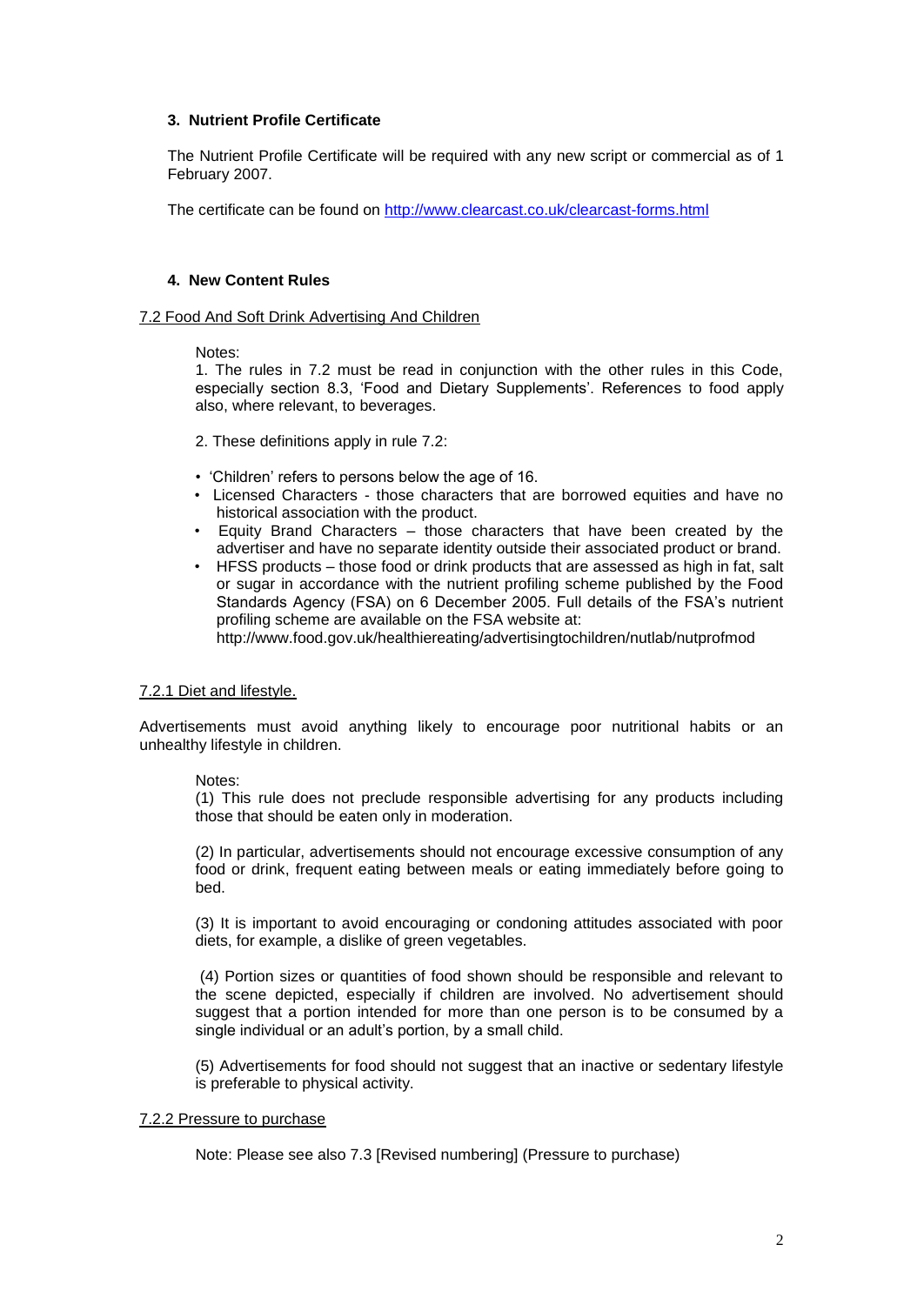## 3. Nutrient Profile Certificate

The Nutrient Profile Certificate will be required with any new script or commercial as of 1 February 2007.

The certificate can be found on [http://www.clearcast.co.uk/clearcast-forms.html](http://www.clearcast.co.uk/clearcast-forms.html)

## 4. New Content Rules

### 7.2 Food And Soft Drink Advertising And Children

Notes:
1. The rules in 7.2 must be read in conjunction with the other rules in this Code, especially section 8.3, 'Food and Dietary Supplements'. References to food apply also, where relevant, to beverages.

2. These definitions apply in rule 7.2:

- 'Children' refers to persons below the age of 16.
- Licensed Characters - those characters that are borrowed equities and have no historical association with the product.
- Equity Brand Characters – those characters that have been created by the advertiser and have no separate identity outside their associated product or brand.
- HFSS products – those food or drink products that are assessed as high in fat, salt or sugar in accordance with the nutrient profiling scheme published by the Food Standards Agency (FSA) on 6 December 2005. Full details of the FSA's nutrient profiling scheme are available on the FSA website at: http://www.food.gov.uk/healthiereating/advertisingtochildren/nutlab/nutprofmod

### 7.2.1 Diet and lifestyle.

Advertisements must avoid anything likely to encourage poor nutritional habits or an unhealthy lifestyle in children.

Notes:
(1) This rule does not preclude responsible advertising for any products including those that should be eaten only in moderation.

(2) In particular, advertisements should not encourage excessive consumption of any food or drink, frequent eating between meals or eating immediately before going to bed.

(3) It is important to avoid encouraging or condoning attitudes associated with poor diets, for example, a dislike of green vegetables.

(4) Portion sizes or quantities of food shown should be responsible and relevant to the scene depicted, especially if children are involved. No advertisement should suggest that a portion intended for more than one person is to be consumed by a single individual or an adult's portion, by a small child.

(5) Advertisements for food should not suggest that an inactive or sedentary lifestyle is preferable to physical activity.

### 7.2.2 Pressure to purchase

Note: Please see also 7.3 [Revised numbering] (Pressure to purchase)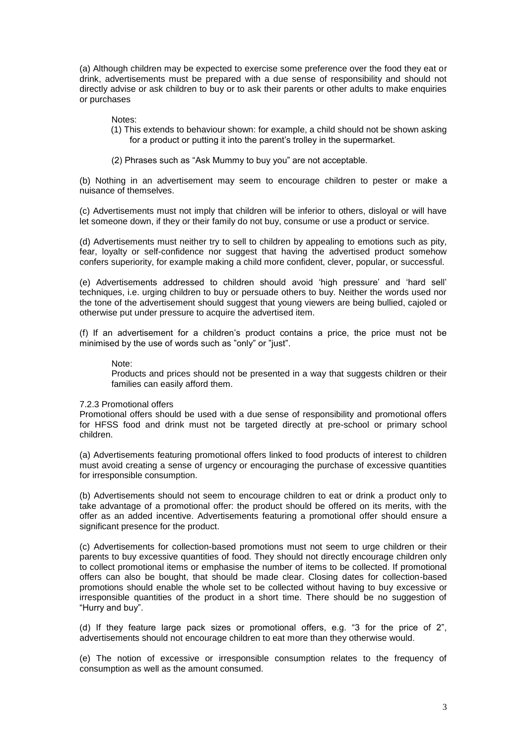(a) Although children may be expected to exercise some preference over the food they eat or drink, advertisements must be prepared with a due sense of responsibility and should not directly advise or ask children to buy or to ask their parents or other adults to make enquiries or purchases

> Notes:
>
> (1) This extends to behaviour shown: for example, a child should not be shown asking for a product or putting it into the parent's trolley in the supermarket.
>
> (2) Phrases such as "Ask Mummy to buy you" are not acceptable.

(b) Nothing in an advertisement may seem to encourage children to pester or make a nuisance of themselves.

(c) Advertisements must not imply that children will be inferior to others, disloyal or will have let someone down, if they or their family do not buy, consume or use a product or service.

(d) Advertisements must neither try to sell to children by appealing to emotions such as pity, fear, loyalty or self-confidence nor suggest that having the advertised product somehow confers superiority, for example making a child more confident, clever, popular, or successful.

(e) Advertisements addressed to children should avoid 'high pressure' and 'hard sell' techniques, i.e. urging children to buy or persuade others to buy. Neither the words used nor the tone of the advertisement should suggest that young viewers are being bullied, cajoled or otherwise put under pressure to acquire the advertised item.

(f) If an advertisement for a children's product contains a price, the price must not be minimised by the use of words such as "only" or "just".

> Note:
>
> Products and prices should not be presented in a way that suggests children or their families can easily afford them.

7.2.3 Promotional offers

Promotional offers should be used with a due sense of responsibility and promotional offers for HFSS food and drink must not be targeted directly at pre-school or primary school children.

(a) Advertisements featuring promotional offers linked to food products of interest to children must avoid creating a sense of urgency or encouraging the purchase of excessive quantities for irresponsible consumption.

(b) Advertisements should not seem to encourage children to eat or drink a product only to take advantage of a promotional offer: the product should be offered on its merits, with the offer as an added incentive. Advertisements featuring a promotional offer should ensure a significant presence for the product.

(c) Advertisements for collection-based promotions must not seem to urge children or their parents to buy excessive quantities of food. They should not directly encourage children only to collect promotional items or emphasise the number of items to be collected. If promotional offers can also be bought, that should be made clear. Closing dates for collection-based promotions should enable the whole set to be collected without having to buy excessive or irresponsible quantities of the product in a short time. There should be no suggestion of "Hurry and buy".

(d) If they feature large pack sizes or promotional offers, e.g. "3 for the price of 2", advertisements should not encourage children to eat more than they otherwise would.

(e) The notion of excessive or irresponsible consumption relates to the frequency of consumption as well as the amount consumed.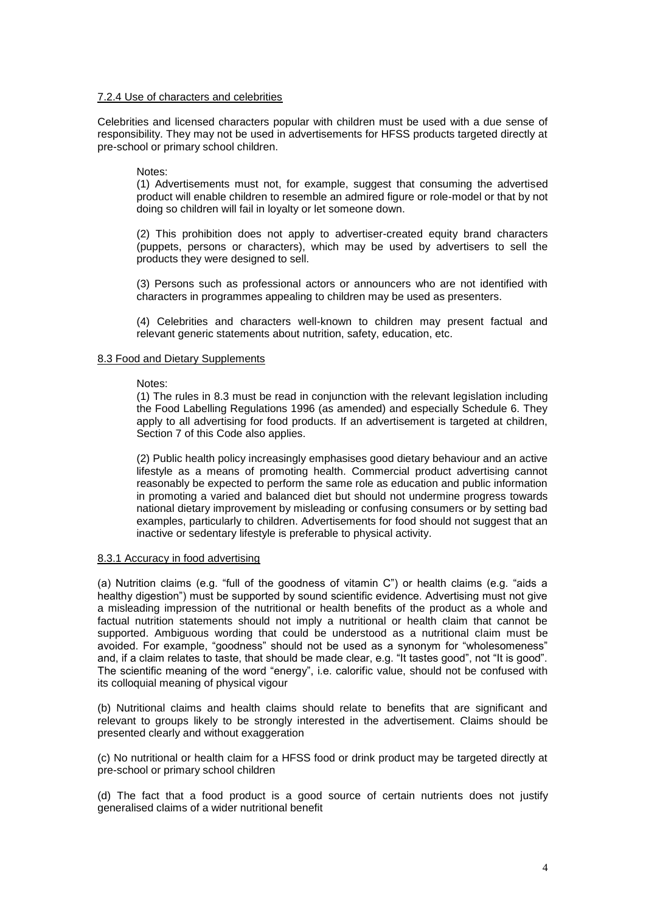### 7.2.4 Use of characters and celebrities

Celebrities and licensed characters popular with children must be used with a due sense of responsibility. They may not be used in advertisements for HFSS products targeted directly at pre-school or primary school children.

Notes:

(1) Advertisements must not, for example, suggest that consuming the advertised product will enable children to resemble an admired figure or role-model or that by not doing so children will fail in loyalty or let someone down.

(2) This prohibition does not apply to advertiser-created equity brand characters (puppets, persons or characters), which may be used by advertisers to sell the products they were designed to sell.

(3) Persons such as professional actors or announcers who are not identified with characters in programmes appealing to children may be used as presenters.

(4) Celebrities and characters well-known to children may present factual and relevant generic statements about nutrition, safety, education, etc.

### 8.3 Food and Dietary Supplements

Notes:

(1) The rules in 8.3 must be read in conjunction with the relevant legislation including the Food Labelling Regulations 1996 (as amended) and especially Schedule 6. They apply to all advertising for food products. If an advertisement is targeted at children, Section 7 of this Code also applies.

(2) Public health policy increasingly emphasises good dietary behaviour and an active lifestyle as a means of promoting health. Commercial product advertising cannot reasonably be expected to perform the same role as education and public information in promoting a varied and balanced diet but should not undermine progress towards national dietary improvement by misleading or confusing consumers or by setting bad examples, particularly to children. Advertisements for food should not suggest that an inactive or sedentary lifestyle is preferable to physical activity.

### 8.3.1 Accuracy in food advertising

(a) Nutrition claims (e.g. "full of the goodness of vitamin C") or health claims (e.g. "aids a healthy digestion") must be supported by sound scientific evidence. Advertising must not give a misleading impression of the nutritional or health benefits of the product as a whole and factual nutrition statements should not imply a nutritional or health claim that cannot be supported. Ambiguous wording that could be understood as a nutritional claim must be avoided. For example, "goodness" should not be used as a synonym for "wholesomeness" and, if a claim relates to taste, that should be made clear, e.g. "It tastes good", not "It is good". The scientific meaning of the word "energy", i.e. calorific value, should not be confused with its colloquial meaning of physical vigour

(b) Nutritional claims and health claims should relate to benefits that are significant and relevant to groups likely to be strongly interested in the advertisement. Claims should be presented clearly and without exaggeration

(c) No nutritional or health claim for a HFSS food or drink product may be targeted directly at pre-school or primary school children

(d) The fact that a food product is a good source of certain nutrients does not justify generalised claims of a wider nutritional benefit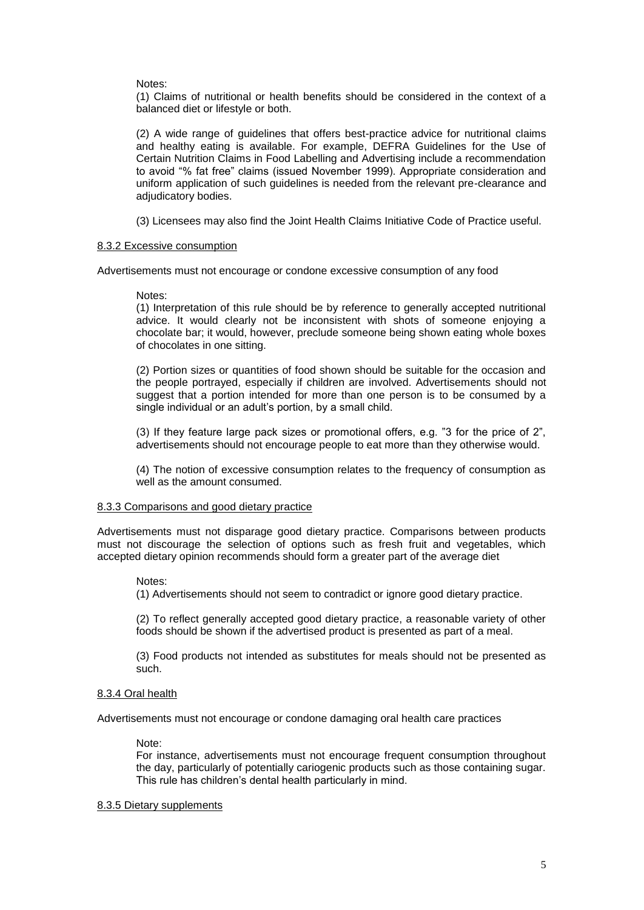Notes:

(1) Claims of nutritional or health benefits should be considered in the context of a balanced diet or lifestyle or both.

(2) A wide range of guidelines that offers best-practice advice for nutritional claims and healthy eating is available. For example, DEFRA Guidelines for the Use of Certain Nutrition Claims in Food Labelling and Advertising include a recommendation to avoid "% fat free" claims (issued November 1999). Appropriate consideration and uniform application of such guidelines is needed from the relevant pre-clearance and adjudicatory bodies.

(3) Licensees may also find the Joint Health Claims Initiative Code of Practice useful.

### 8.3.2 Excessive consumption

Advertisements must not encourage or condone excessive consumption of any food

Notes:

(1) Interpretation of this rule should be by reference to generally accepted nutritional advice. It would clearly not be inconsistent with shots of someone enjoying a chocolate bar; it would, however, preclude someone being shown eating whole boxes of chocolates in one sitting.

(2) Portion sizes or quantities of food shown should be suitable for the occasion and the people portrayed, especially if children are involved. Advertisements should not suggest that a portion intended for more than one person is to be consumed by a single individual or an adult's portion, by a small child.

(3) If they feature large pack sizes or promotional offers, e.g. "3 for the price of 2", advertisements should not encourage people to eat more than they otherwise would.

(4) The notion of excessive consumption relates to the frequency of consumption as well as the amount consumed.

### 8.3.3 Comparisons and good dietary practice

Advertisements must not disparage good dietary practice. Comparisons between products must not discourage the selection of options such as fresh fruit and vegetables, which accepted dietary opinion recommends should form a greater part of the average diet

Notes:

(1) Advertisements should not seem to contradict or ignore good dietary practice.

(2) To reflect generally accepted good dietary practice, a reasonable variety of other foods should be shown if the advertised product is presented as part of a meal.

(3) Food products not intended as substitutes for meals should not be presented as such.

### 8.3.4 Oral health

Advertisements must not encourage or condone damaging oral health care practices

Note:

For instance, advertisements must not encourage frequent consumption throughout the day, particularly of potentially cariogenic products such as those containing sugar. This rule has children's dental health particularly in mind.

### 8.3.5 Dietary supplements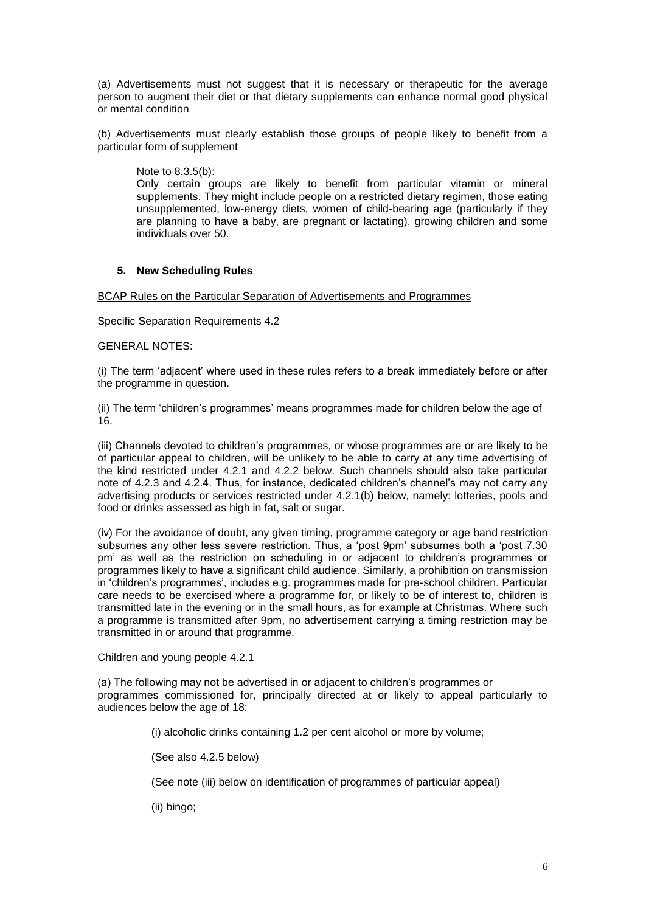(a) Advertisements must not suggest that it is necessary or therapeutic for the average person to augment their diet or that dietary supplements can enhance normal good physical or mental condition

(b) Advertisements must clearly establish those groups of people likely to benefit from a particular form of supplement

> Note to 8.3.5(b):
> Only certain groups are likely to benefit from particular vitamin or mineral supplements. They might include people on a restricted dietary regimen, those eating unsupplemented, low-energy diets, women of child-bearing age (particularly if they are planning to have a baby, are pregnant or lactating), growing children and some individuals over 50.

### 5. New Scheduling Rules

BCAP Rules on the Particular Separation of Advertisements and Programmes

Specific Separation Requirements 4.2

GENERAL NOTES:

(i) The term 'adjacent' where used in these rules refers to a break immediately before or after the programme in question.

(ii) The term 'children's programmes' means programmes made for children below the age of 16.

(iii) Channels devoted to children's programmes, or whose programmes are or are likely to be of particular appeal to children, will be unlikely to be able to carry at any time advertising of the kind restricted under 4.2.1 and 4.2.2 below. Such channels should also take particular note of 4.2.3 and 4.2.4. Thus, for instance, dedicated children's channel's may not carry any advertising products or services restricted under 4.2.1(b) below, namely: lotteries, pools and food or drinks assessed as high in fat, salt or sugar.

(iv) For the avoidance of doubt, any given timing, programme category or age band restriction subsumes any other less severe restriction. Thus, a 'post 9pm' subsumes both a 'post 7.30 pm' as well as the restriction on scheduling in or adjacent to children's programmes or programmes likely to have a significant child audience. Similarly, a prohibition on transmission in 'children's programmes', includes e.g. programmes made for pre-school children. Particular care needs to be exercised where a programme for, or likely to be of interest to, children is transmitted late in the evening or in the small hours, as for example at Christmas. Where such a programme is transmitted after 9pm, no advertisement carrying a timing restriction may be transmitted in or around that programme.

Children and young people 4.2.1

(a) The following may not be advertised in or adjacent to children's programmes or programmes commissioned for, principally directed at or likely to appeal particularly to audiences below the age of 18:

(i) alcoholic drinks containing 1.2 per cent alcohol or more by volume;

(See also 4.2.5 below)

(See note (iii) below on identification of programmes of particular appeal)

(ii) bingo;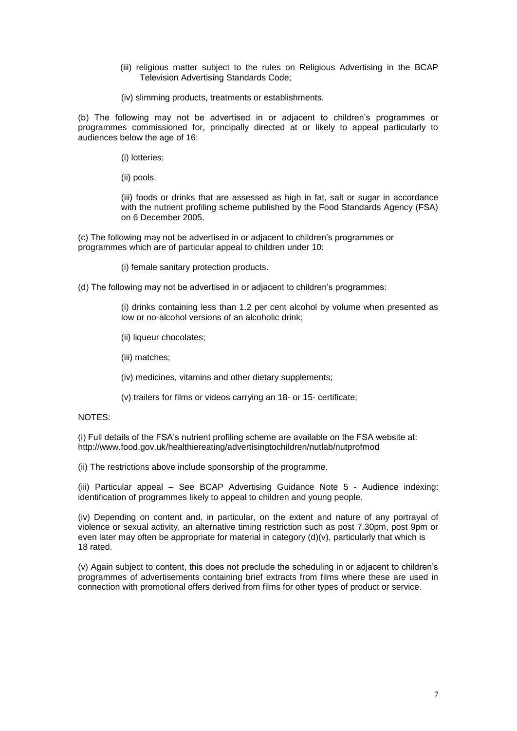(iii) religious matter subject to the rules on Religious Advertising in the BCAP Television Advertising Standards Code;

(iv) slimming products, treatments or establishments.

(b) The following may not be advertised in or adjacent to children's programmes or programmes commissioned for, principally directed at or likely to appeal particularly to audiences below the age of 16:

(i) lotteries;

(ii) pools.

(iii) foods or drinks that are assessed as high in fat, salt or sugar in accordance with the nutrient profiling scheme published by the Food Standards Agency (FSA) on 6 December 2005.

(c) The following may not be advertised in or adjacent to children's programmes or programmes which are of particular appeal to children under 10:

(i) female sanitary protection products.

(d) The following may not be advertised in or adjacent to children's programmes:

(i) drinks containing less than 1.2 per cent alcohol by volume when presented as low or no-alcohol versions of an alcoholic drink;

(ii) liqueur chocolates;

(iii) matches;

(iv) medicines, vitamins and other dietary supplements;

(v) trailers for films or videos carrying an 18- or 15- certificate;

NOTES:

(i) Full details of the FSA's nutrient profiling scheme are available on the FSA website at: http://www.food.gov.uk/healthiereating/advertisingtochildren/nutlab/nutprofmod

(ii) The restrictions above include sponsorship of the programme.

(iii) Particular appeal – See BCAP Advertising Guidance Note 5 - Audience indexing: identification of programmes likely to appeal to children and young people.

(iv) Depending on content and, in particular, on the extent and nature of any portrayal of violence or sexual activity, an alternative timing restriction such as post 7.30pm, post 9pm or even later may often be appropriate for material in category (d)(v), particularly that which is 18 rated.

(v) Again subject to content, this does not preclude the scheduling in or adjacent to children's programmes of advertisements containing brief extracts from films where these are used in connection with promotional offers derived from films for other types of product or service.